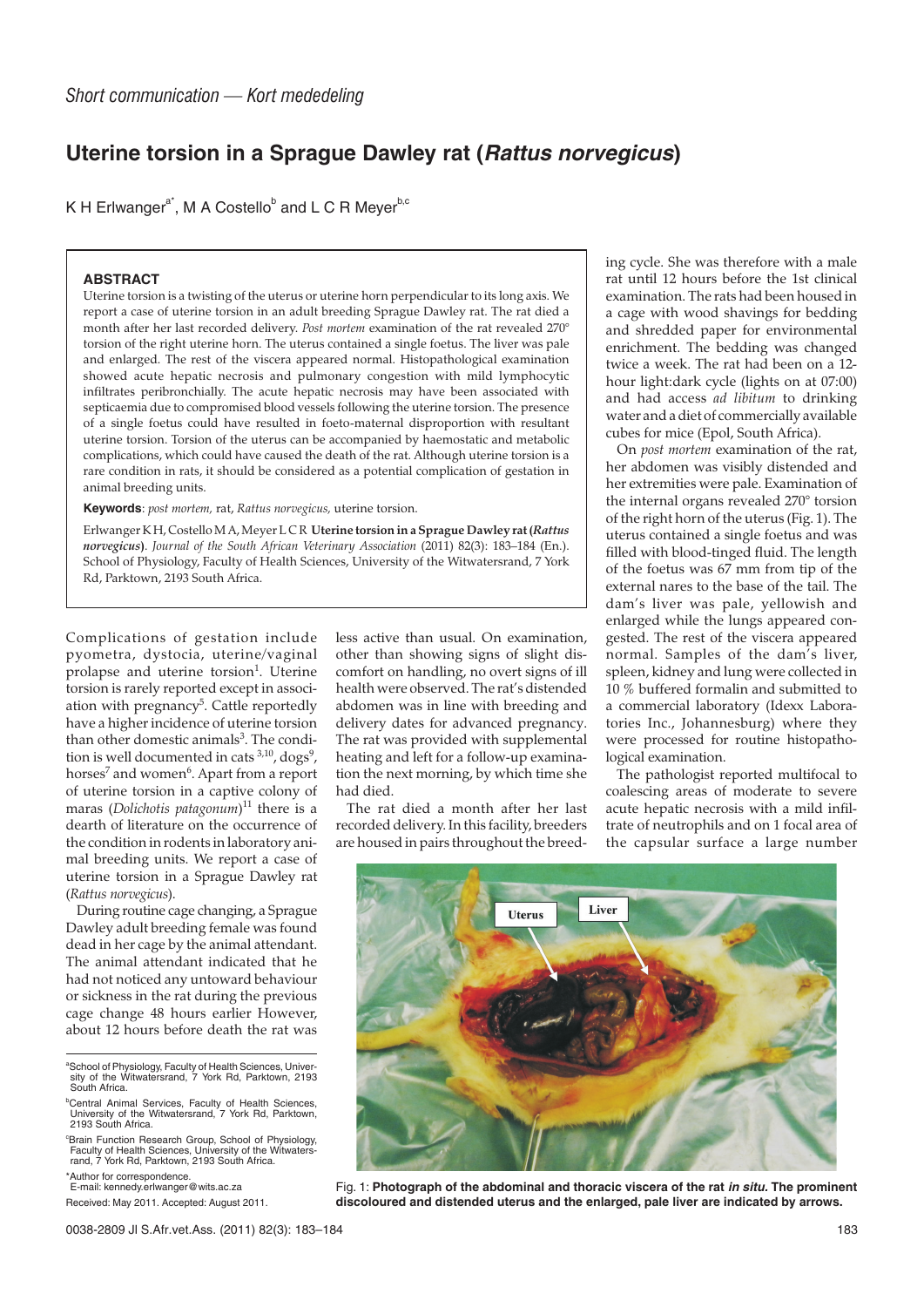*Short communication — Kort mededeling*

# Uterine torsion in a Sprague Dawley rat (*Rattus norvegicus*)

K H Erlwanger[a*], M A Costello[b] and L C R Meyer[b,c]

## ABSTRACT

Uterine torsion is a twisting of the uterus or uterine horn perpendicular to its long axis. We report a case of uterine torsion in an adult breeding Sprague Dawley rat. The rat died a month after her last recorded delivery. *Post mortem* examination of the rat revealed 270° torsion of the right uterine horn. The uterus contained a single foetus. The liver was pale and enlarged. The rest of the viscera appeared normal. Histopathological examination showed acute hepatic necrosis and pulmonary congestion with mild lymphocytic infiltrates peribronchially. The acute hepatic necrosis may have been associated with septicaemia due to compromised blood vessels following the uterine torsion. The presence of a single foetus could have resulted in foeto-maternal disproportion with resultant uterine torsion. Torsion of the uterus can be accompanied by haemostatic and metabolic complications, which could have caused the death of the rat. Although uterine torsion is a rare condition in rats, it should be considered as a potential complication of gestation in animal breeding units.

**Keywords**: *post mortem,* rat, *Rattus norvegicus,* uterine torsion.

Erlwanger K H, Costello M A, Meyer L C R **Uterine torsion in a Sprague Dawley rat (*Rattus norvegicus*)**. *Journal of the South African Veterinary Association* (2011) 82(3): 183–184 (En.). School of Physiology, Faculty of Health Sciences, University of the Witwatersrand, 7 York Rd, Parktown, 2193 South Africa.

Complications of gestation include pyometra, dystocia, uterine/vaginal prolapse and uterine torsion[1]. Uterine torsion is rarely reported except in association with pregnancy[5]. Cattle reportedly have a higher incidence of uterine torsion than other domestic animals[3]. The condition is well documented in cats [3,10], dogs[9], horses[7] and women[6]. Apart from a report of uterine torsion in a captive colony of maras (*Dolichotis patagonum*)[11] there is a dearth of literature on the occurrence of the condition in rodents in laboratory animal breeding units. We report a case of uterine torsion in a Sprague Dawley rat (*Rattus norvegicus*).

During routine cage changing, a Sprague Dawley adult breeding female was found dead in her cage by the animal attendant. The animal attendant indicated that he had not noticed any untoward behaviour or sickness in the rat during the previous cage change 48 hours earlier However, about 12 hours before death the rat was less active than usual. On examination, other than showing signs of slight discomfort on handling, no overt signs of ill health were observed. The rat's distended abdomen was in line with breeding and delivery dates for advanced pregnancy. The rat was provided with supplemental heating and left for a follow-up examination the next morning, by which time she had died.

The rat died a month after her last recorded delivery. In this facility, breeders are housed in pairs throughout the breeding cycle. She was therefore with a male rat until 12 hours before the 1st clinical examination. The rats had been housed in a cage with wood shavings for bedding and shredded paper for environmental enrichment. The bedding was changed twice a week. The rat had been on a 12-hour light:dark cycle (lights on at 07:00) and had access *ad libitum* to drinking water and a diet of commercially available cubes for mice (Epol, South Africa).

On *post mortem* examination of the rat, her abdomen was visibly distended and her extremities were pale. Examination of the internal organs revealed 270° torsion of the right horn of the uterus (Fig. 1). The uterus contained a single foetus and was filled with blood-tinged fluid. The length of the foetus was 67 mm from tip of the external nares to the base of the tail. The dam's liver was pale, yellowish and enlarged while the lungs appeared congested. The rest of the viscera appeared normal. Samples of the dam's liver, spleen, kidney and lung were collected in 10 % buffered formalin and submitted to a commercial laboratory (Idexx Laboratories Inc., Johannesburg) where they were processed for routine histopathological examination.

The pathologist reported multifocal to coalescing areas of moderate to severe acute hepatic necrosis with a mild infiltrate of neutrophils and on 1 focal area of the capsular surface a large number

Uterus

Liver

Fig. 1: **Photograph of the abdominal and thoracic viscera of the rat *in situ*. The prominent discoloured and distended uterus and the enlarged, pale liver are indicated by arrows.**

[a]School of Physiology, Faculty of Health Sciences, University of the Witwatersrand, 7 York Rd, Parktown, 2193 South Africa.

[b]Central Animal Services, Faculty of Health Sciences, University of the Witwatersrand, 7 York Rd, Parktown, 2193 South Africa.

[c]Brain Function Research Group, School of Physiology, Faculty of Health Sciences, University of the Witwatersrand, 7 York Rd, Parktown, 2193 South Africa.

*Author for correspondence.
E-mail: kennedy.erlwanger@wits.ac.za

Received: May 2011. Accepted: August 2011.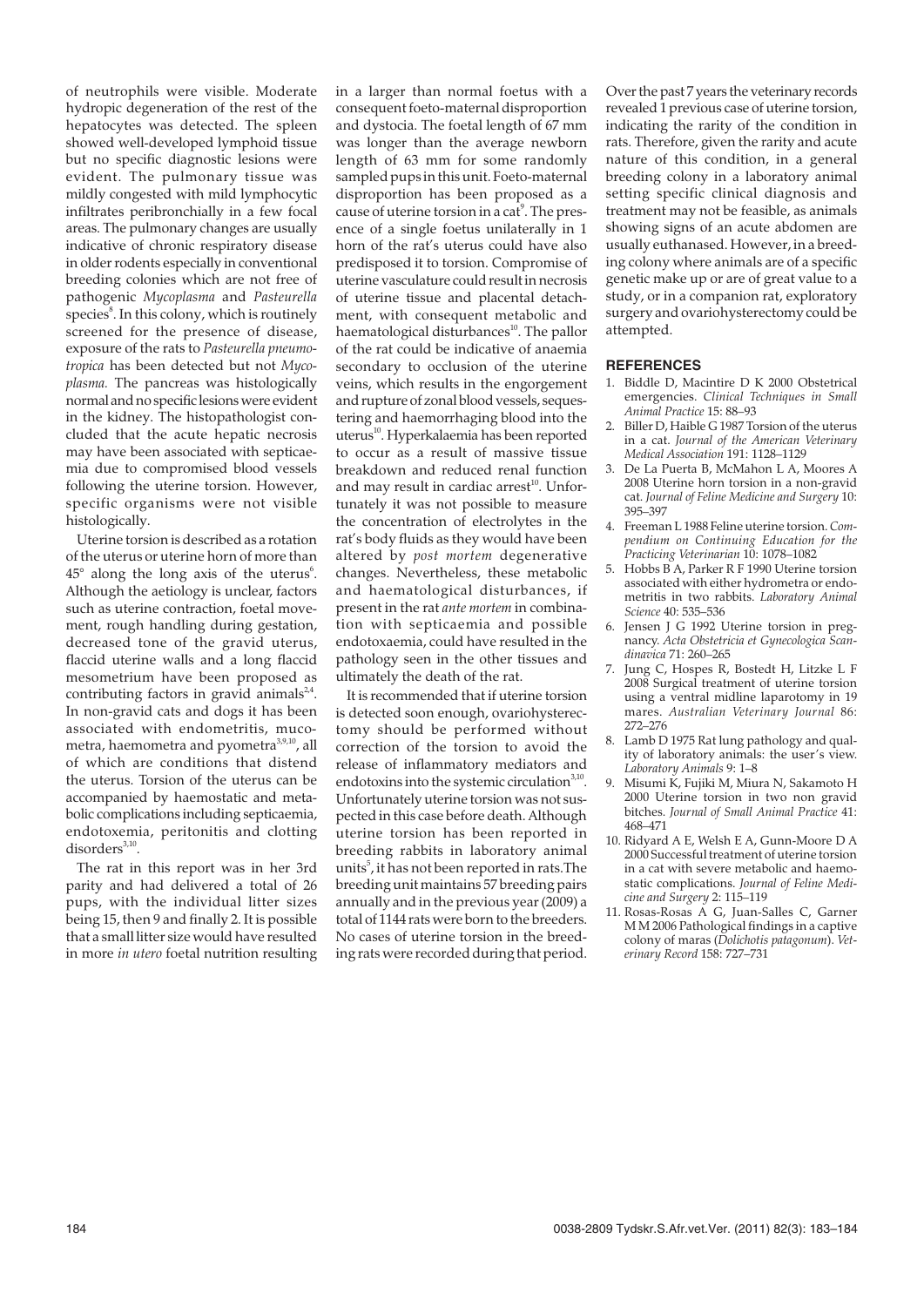of neutrophils were visible. Moderate hydropic degeneration of the rest of the hepatocytes was detected. The spleen showed well-developed lymphoid tissue but no specific diagnostic lesions were evident. The pulmonary tissue was mildly congested with mild lymphocytic infiltrates peribronchially in a few focal areas. The pulmonary changes are usually indicative of chronic respiratory disease in older rodents especially in conventional breeding colonies which are not free of pathogenic *Mycoplasma* and *Pasteurella* species[8]. In this colony, which is routinely screened for the presence of disease, exposure of the rats to *Pasteurella pneumotropica* has been detected but not *Mycoplasma.* The pancreas was histologically normal and no specific lesions were evident in the kidney. The histopathologist concluded that the acute hepatic necrosis may have been associated with septicaemia due to compromised blood vessels following the uterine torsion. However, specific organisms were not visible histologically.

Uterine torsion is described as a rotation of the uterus or uterine horn of more than 45° along the long axis of the uterus[6]. Although the aetiology is unclear, factors such as uterine contraction, foetal movement, rough handling during gestation, decreased tone of the gravid uterus, flaccid uterine walls and a long flaccid mesometrium have been proposed as contributing factors in gravid animals[2,4]. In non-gravid cats and dogs it has been associated with endometritis, mucometra, haemometra and pyometra[3,9,10], all of which are conditions that distend the uterus. Torsion of the uterus can be accompanied by haemostatic and metabolic complications including septicaemia, endotoxemia, peritonitis and clotting disorders[3,10].

The rat in this report was in her 3rd parity and had delivered a total of 26 pups, with the individual litter sizes being 15, then 9 and finally 2. It is possible that a small litter size would have resulted in more *in utero* foetal nutrition resulting in a larger than normal foetus with a consequent foeto-maternal disproportion and dystocia. The foetal length of 67 mm was longer than the average newborn length of 63 mm for some randomly sampled pups in this unit. Foeto-maternal disproportion has been proposed as a cause of uterine torsion in a cat[9]. The presence of a single foetus unilaterally in 1 horn of the rat's uterus could have also predisposed it to torsion. Compromise of uterine vasculature could result in necrosis of uterine tissue and placental detachment, with consequent metabolic and haematological disturbances[10]. The pallor of the rat could be indicative of anaemia secondary to occlusion of the uterine veins, which results in the engorgement and rupture of zonal blood vessels, sequestering and haemorrhaging blood into the uterus[10]. Hyperkalaemia has been reported to occur as a result of massive tissue breakdown and reduced renal function and may result in cardiac arrest[10]. Unfortunately it was not possible to measure the concentration of electrolytes in the rat's body fluids as they would have been altered by *post mortem* degenerative changes. Nevertheless, these metabolic and haematological disturbances, if present in the rat *ante mortem* in combination with septicaemia and possible endotoxaemia, could have resulted in the pathology seen in the other tissues and ultimately the death of the rat.

It is recommended that if uterine torsion is detected soon enough, ovariohysterectomy should be performed without correction of the torsion to avoid the release of inflammatory mediators and endotoxins into the systemic circulation[3,10]. Unfortunately uterine torsion was not suspected in this case before death. Although uterine torsion has been reported in breeding rabbits in laboratory animal units[5], it has not been reported in rats. The breeding unit maintains 57 breeding pairs annually and in the previous year (2009) a total of 1144 rats were born to the breeders. No cases of uterine torsion in the breeding rats were recorded during that period. Over the past 7 years the veterinary records revealed 1 previous case of uterine torsion, indicating the rarity of the condition in rats. Therefore, given the rarity and acute nature of this condition, in a general breeding colony in a laboratory animal setting specific clinical diagnosis and treatment may not be feasible, as animals showing signs of an acute abdomen are usually euthanased. However, in a breeding colony where animals are of a specific genetic make up or are of great value to a study, or in a companion rat, exploratory surgery and ovariohysterectomy could be attempted.

## REFERENCES

1. Biddle D, Macintire D K 2000 Obstetrical emergencies. *Clinical Techniques in Small Animal Practice* 15: 88–93
2. Biller D, Haible G 1987 Torsion of the uterus in a cat. *Journal of the American Veterinary Medical Association* 191: 1128–1129
3. De La Puerta B, McMahon L A, Moores A 2008 Uterine horn torsion in a non-gravid cat. *Journal of Feline Medicine and Surgery* 10: 395–397
4. Freeman L 1988 Feline uterine torsion. *Compendium on Continuing Education for the Practicing Veterinarian* 10: 1078–1082
5. Hobbs B A, Parker R F 1990 Uterine torsion associated with either hydrometra or endometritis in two rabbits. *Laboratory Animal Science* 40: 535–536
6. Jensen J G 1992 Uterine torsion in pregnancy. *Acta Obstetricia et Gynecologica Scandinavica* 71: 260–265
7. Jung C, Hospes R, Bostedt H, Litzke L F 2008 Surgical treatment of uterine torsion using a ventral midline laparotomy in 19 mares. *Australian Veterinary Journal* 86: 272–276
8. Lamb D 1975 Rat lung pathology and quality of laboratory animals: the user's view. *Laboratory Animals* 9: 1–8
9. Misumi K, Fujiki M, Miura N, Sakamoto H 2000 Uterine torsion in two non gravid bitches. *Journal of Small Animal Practice* 41: 468–471
10. Ridyard A E, Welsh E A, Gunn-Moore D A 2000 Successful treatment of uterine torsion in a cat with severe metabolic and haemostatic complications. *Journal of Feline Medicine and Surgery* 2: 115–119
11. Rosas-Rosas A G, Juan-Salles C, Garner M M 2006 Pathological findings in a captive colony of maras (*Dolichotis patagonum*). *Veterinary Record* 158: 727–731